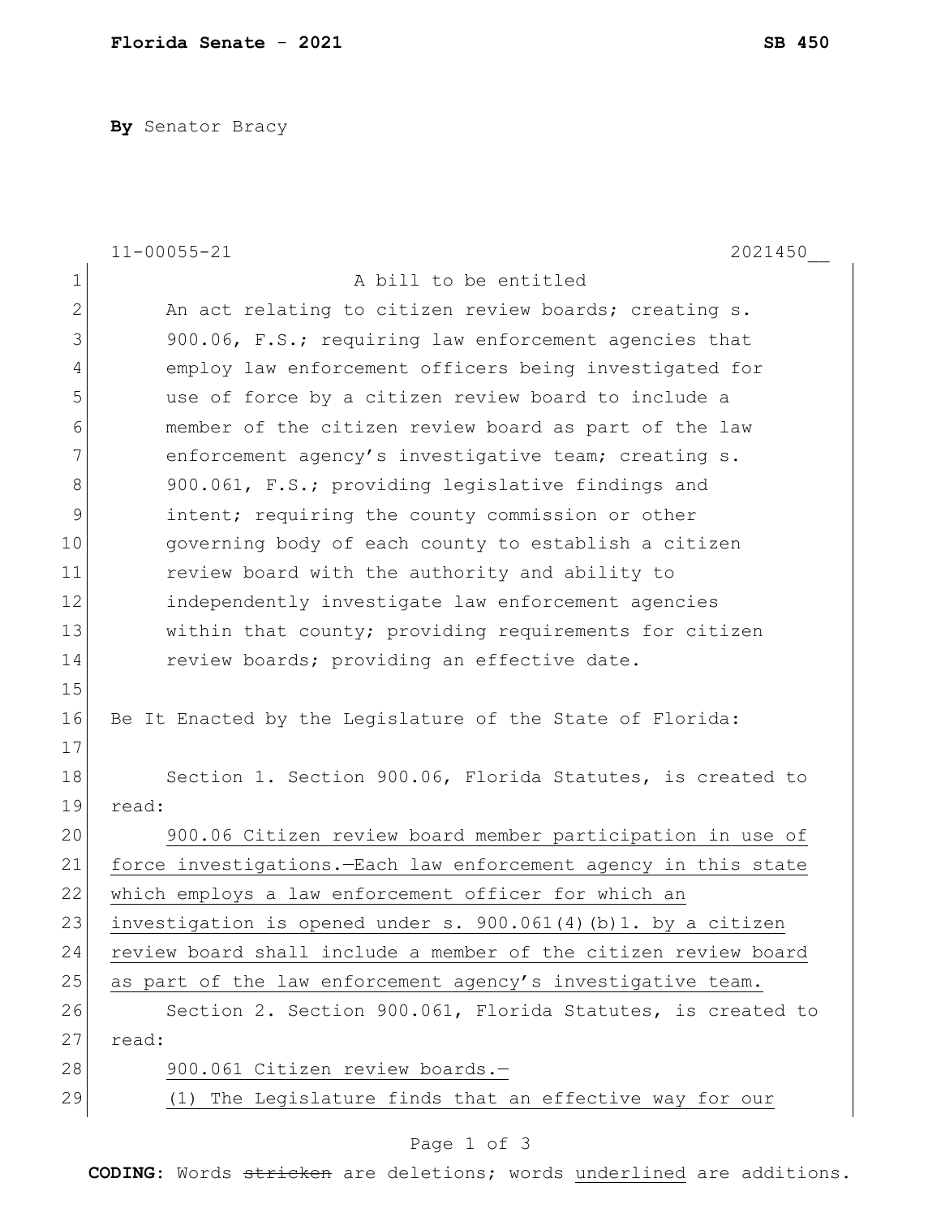**Florida Senate - 2021** **SB 450**

**By** Senator Bracy

11-00055-21 2021450__

A bill to be entitled

An act relating to citizen review boards; creating s. 900.06, F.S.; requiring law enforcement agencies that employ law enforcement officers being investigated for use of force by a citizen review board to include a member of the citizen review board as part of the law enforcement agency's investigative team; creating s. 900.061, F.S.; providing legislative findings and intent; requiring the county commission or other governing body of each county to establish a citizen review board with the authority and ability to independently investigate law enforcement agencies within that county; providing requirements for citizen review boards; providing an effective date.

Be It Enacted by the Legislature of the State of Florida:

Section 1. Section 900.06, Florida Statutes, is created to read:

900.06 Citizen review board member participation in use of force investigations.—Each law enforcement agency in this state which employs a law enforcement officer for which an investigation is opened under s. 900.061(4)(b)1. by a citizen review board shall include a member of the citizen review board as part of the law enforcement agency's investigative team.

Section 2. Section 900.061, Florida Statutes, is created to read:

900.061 Citizen review boards.—

(1) The Legislature finds that an effective way for our

**CODING:** Words ~~stricken~~ are deletions; words underlined are additions.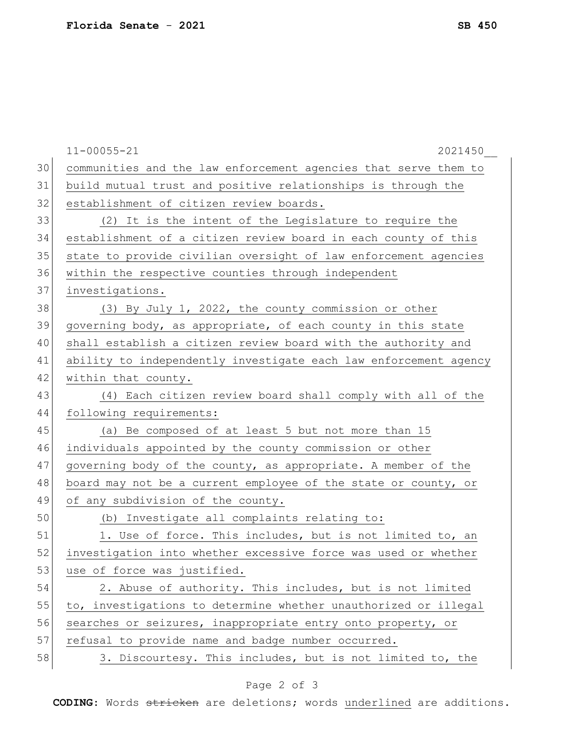communities and the law enforcement agencies that serve them to build mutual trust and positive relationships is through the establishment of citizen review boards.

(2) It is the intent of the Legislature to require the establishment of a citizen review board in each county of this state to provide civilian oversight of law enforcement agencies within the respective counties through independent investigations.

(3) By July 1, 2022, the county commission or other governing body, as appropriate, of each county in this state shall establish a citizen review board with the authority and ability to independently investigate each law enforcement agency within that county.

(4) Each citizen review board shall comply with all of the following requirements:

(a) Be composed of at least 5 but not more than 15 individuals appointed by the county commission or other governing body of the county, as appropriate. A member of the board may not be a current employee of the state or county, or of any subdivision of the county.

(b) Investigate all complaints relating to:

1. Use of force. This includes, but is not limited to, an investigation into whether excessive force was used or whether use of force was justified.

2. Abuse of authority. This includes, but is not limited to, investigations to determine whether unauthorized or illegal searches or seizures, inappropriate entry onto property, or refusal to provide name and badge number occurred.

3. Discourtesy. This includes, but is not limited to, the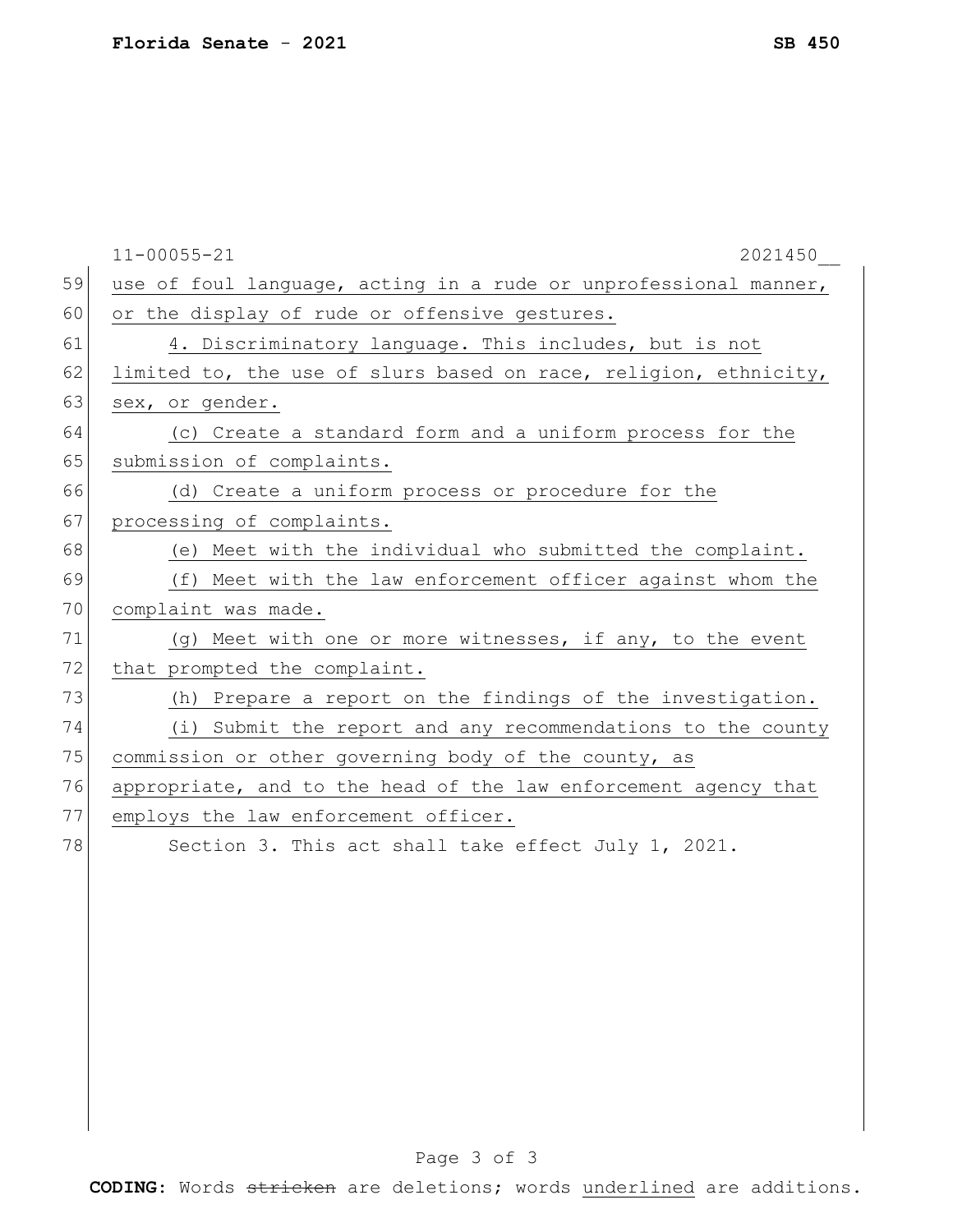use of foul language, acting in a rude or unprofessional manner, or the display of rude or offensive gestures.

4. Discriminatory language. This includes, but is not limited to, the use of slurs based on race, religion, ethnicity, sex, or gender.

(c) Create a standard form and a uniform process for the submission of complaints.

(d) Create a uniform process or procedure for the processing of complaints.

(e) Meet with the individual who submitted the complaint.

(f) Meet with the law enforcement officer against whom the complaint was made.

(g) Meet with one or more witnesses, if any, to the event that prompted the complaint.

(h) Prepare a report on the findings of the investigation.

(i) Submit the report and any recommendations to the county commission or other governing body of the county, as appropriate, and to the head of the law enforcement agency that employs the law enforcement officer.

Section 3. This act shall take effect July 1, 2021.